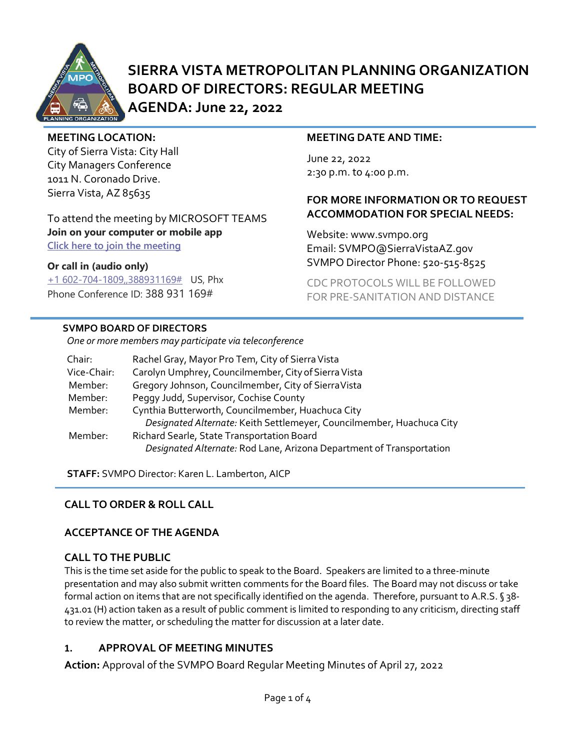# SIERRA VISTA METROPOLITAN PLANNING ORGANIZATION BOARD OF DIRECTORS: REGULAR MEETING AGENDA: June 22, 2022

**MEETING LOCATION:**
City of Sierra Vista: City Hall
City Managers Conference
1011 N. Coronado Drive.
Sierra Vista, AZ 85635

To attend the meeting by MICROSOFT TEAMS
**Join on your computer or mobile app**
Click here to join the meeting

**Or call in (audio only)**
+1 602-704-1809,,388931169# US, Phx
Phone Conference ID: 388 931 169#

**MEETING DATE AND TIME:**

June 22, 2022
2:30 p.m. to 4:00 p.m.

**FOR MORE INFORMATION OR TO REQUEST ACCOMMODATION FOR SPECIAL NEEDS:**

Website: www.svmpo.org
Email: SVMPO@SierraVistaAZ.gov
SVMPO Director Phone: 520-515-8525

CDC PROTOCOLS WILL BE FOLLOWED FOR PRE-SANITATION AND DISTANCE

**SVMPO BOARD OF DIRECTORS**
*One or more members may participate via teleconference*

| | |
|---|---|
| Chair: | Rachel Gray, Mayor Pro Tem, City of Sierra Vista |
| Vice-Chair: | Carolyn Umphrey, Councilmember, City of Sierra Vista |
| Member: | Gregory Johnson, Councilmember, City of Sierra Vista |
| Member: | Peggy Judd, Supervisor, Cochise County |
| Member: | Cynthia Butterworth, Councilmember, Huachuca City |
| | *Designated Alternate:* Keith Settlemeyer, Councilmember, Huachuca City |
| Member: | Richard Searle, State Transportation Board |
| | *Designated Alternate:* Rod Lane, Arizona Department of Transportation |

**STAFF:** SVMPO Director: Karen L. Lamberton, AICP

## CALL TO ORDER & ROLL CALL

## ACCEPTANCE OF THE AGENDA

## CALL TO THE PUBLIC

This is the time set aside for the public to speak to the Board. Speakers are limited to a three-minute presentation and may also submit written comments for the Board files. The Board may not discuss or take formal action on items that are not specifically identified on the agenda. Therefore, pursuant to A.R.S. § 38-431.01 (H) action taken as a result of public comment is limited to responding to any criticism, directing staff to review the matter, or scheduling the matter for discussion at a later date.

## 1. APPROVAL OF MEETING MINUTES

**Action:** Approval of the SVMPO Board Regular Meeting Minutes of April 27, 2022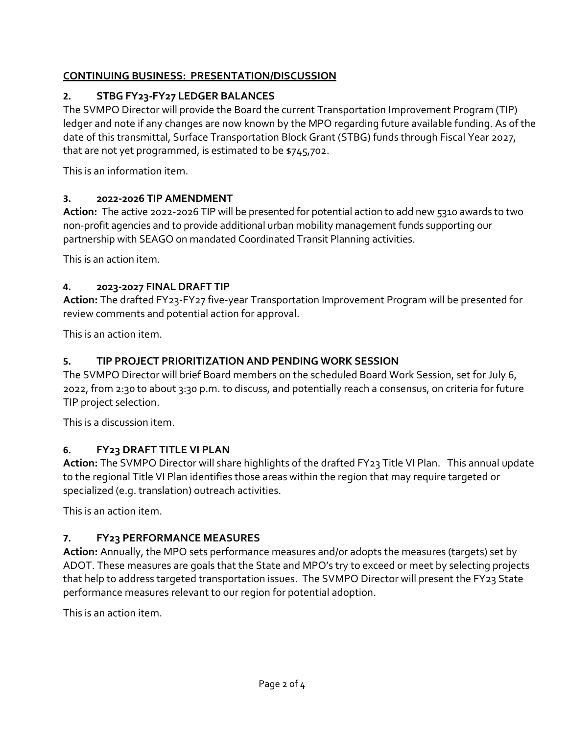## CONTINUING BUSINESS: PRESENTATION/DISCUSSION

### 2. STBG FY23-FY27 LEDGER BALANCES

The SVMPO Director will provide the Board the current Transportation Improvement Program (TIP) ledger and note if any changes are now known by the MPO regarding future available funding. As of the date of this transmittal, Surface Transportation Block Grant (STBG) funds through Fiscal Year 2027, that are not yet programmed, is estimated to be $745,702.

This is an information item.

### 3. 2022-2026 TIP AMENDMENT

**Action:** The active 2022-2026 TIP will be presented for potential action to add new 5310 awards to two non-profit agencies and to provide additional urban mobility management funds supporting our partnership with SEAGO on mandated Coordinated Transit Planning activities.

This is an action item.

### 4. 2023-2027 FINAL DRAFT TIP

**Action:** The drafted FY23-FY27 five-year Transportation Improvement Program will be presented for review comments and potential action for approval.

This is an action item.

### 5. TIP PROJECT PRIORITIZATION AND PENDING WORK SESSION

The SVMPO Director will brief Board members on the scheduled Board Work Session, set for July 6, 2022, from 2:30 to about 3:30 p.m. to discuss, and potentially reach a consensus, on criteria for future TIP project selection.

This is a discussion item.

### 6. FY23 DRAFT TITLE VI PLAN

**Action:** The SVMPO Director will share highlights of the drafted FY23 Title VI Plan. This annual update to the regional Title VI Plan identifies those areas within the region that may require targeted or specialized (e.g. translation) outreach activities.

This is an action item.

### 7. FY23 PERFORMANCE MEASURES

**Action:** Annually, the MPO sets performance measures and/or adopts the measures (targets) set by ADOT. These measures are goals that the State and MPO's try to exceed or meet by selecting projects that help to address targeted transportation issues. The SVMPO Director will present the FY23 State performance measures relevant to our region for potential adoption.

This is an action item.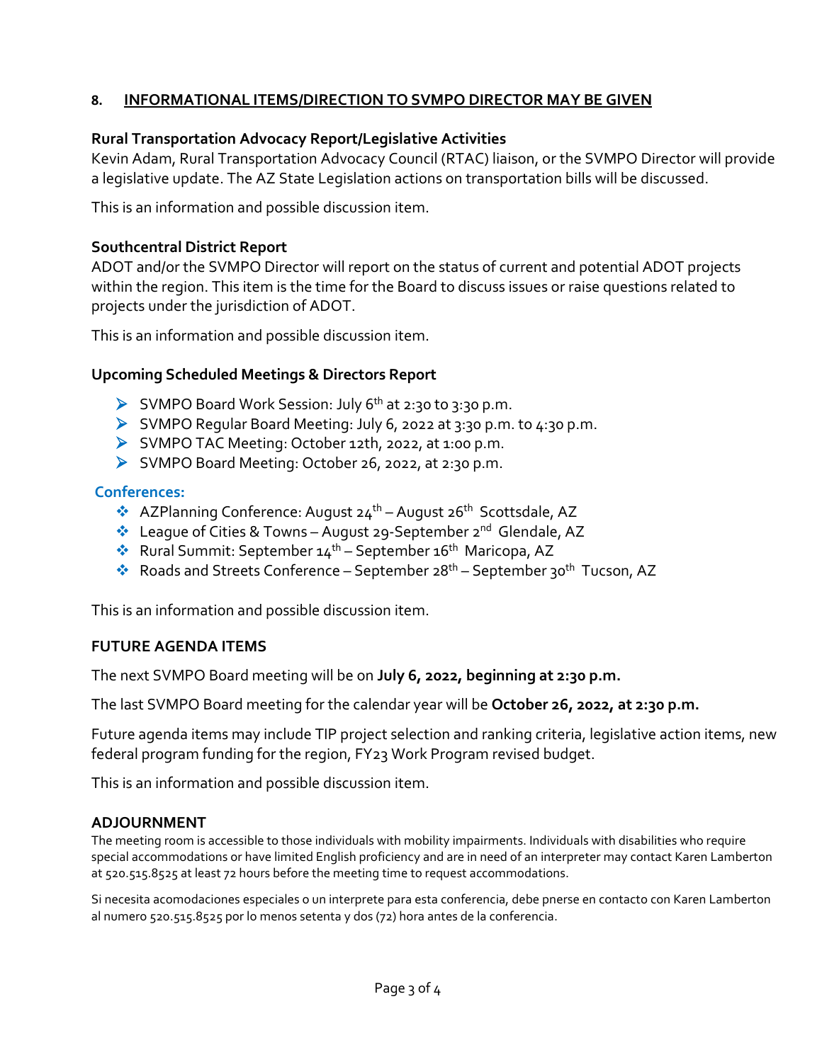## 8. INFORMATIONAL ITEMS/DIRECTION TO SVMPO DIRECTOR MAY BE GIVEN

### Rural Transportation Advocacy Report/Legislative Activities

Kevin Adam, Rural Transportation Advocacy Council (RTAC) liaison, or the SVMPO Director will provide a legislative update. The AZ State Legislation actions on transportation bills will be discussed.

This is an information and possible discussion item.

### Southcentral District Report

ADOT and/or the SVMPO Director will report on the status of current and potential ADOT projects within the region. This item is the time for the Board to discuss issues or raise questions related to projects under the jurisdiction of ADOT.

This is an information and possible discussion item.

### Upcoming Scheduled Meetings & Directors Report

- SVMPO Board Work Session: July 6th at 2:30 to 3:30 p.m.
- SVMPO Regular Board Meeting: July 6, 2022 at 3:30 p.m. to 4:30 p.m.
- SVMPO TAC Meeting: October 12th, 2022, at 1:00 p.m.
- SVMPO Board Meeting: October 26, 2022, at 2:30 p.m.

**Conferences:**

- AZPlanning Conference: August 24th – August 26th Scottsdale, AZ
- League of Cities & Towns – August 29-September 2nd Glendale, AZ
- Rural Summit: September 14th – September 16th Maricopa, AZ
- Roads and Streets Conference – September 28th – September 30th Tucson, AZ

This is an information and possible discussion item.

### FUTURE AGENDA ITEMS

The next SVMPO Board meeting will be on **July 6, 2022, beginning at 2:30 p.m.**

The last SVMPO Board meeting for the calendar year will be **October 26, 2022, at 2:30 p.m.**

Future agenda items may include TIP project selection and ranking criteria, legislative action items, new federal program funding for the region, FY23 Work Program revised budget.

This is an information and possible discussion item.

### ADJOURNMENT

The meeting room is accessible to those individuals with mobility impairments. Individuals with disabilities who require special accommodations or have limited English proficiency and are in need of an interpreter may contact Karen Lamberton at 520.515.8525 at least 72 hours before the meeting time to request accommodations.

Si necesita acomodaciones especiales o un interprete para esta conferencia, debe pnerse en contacto con Karen Lamberton al numero 520.515.8525 por lo menos setenta y dos (72) hora antes de la conferencia.